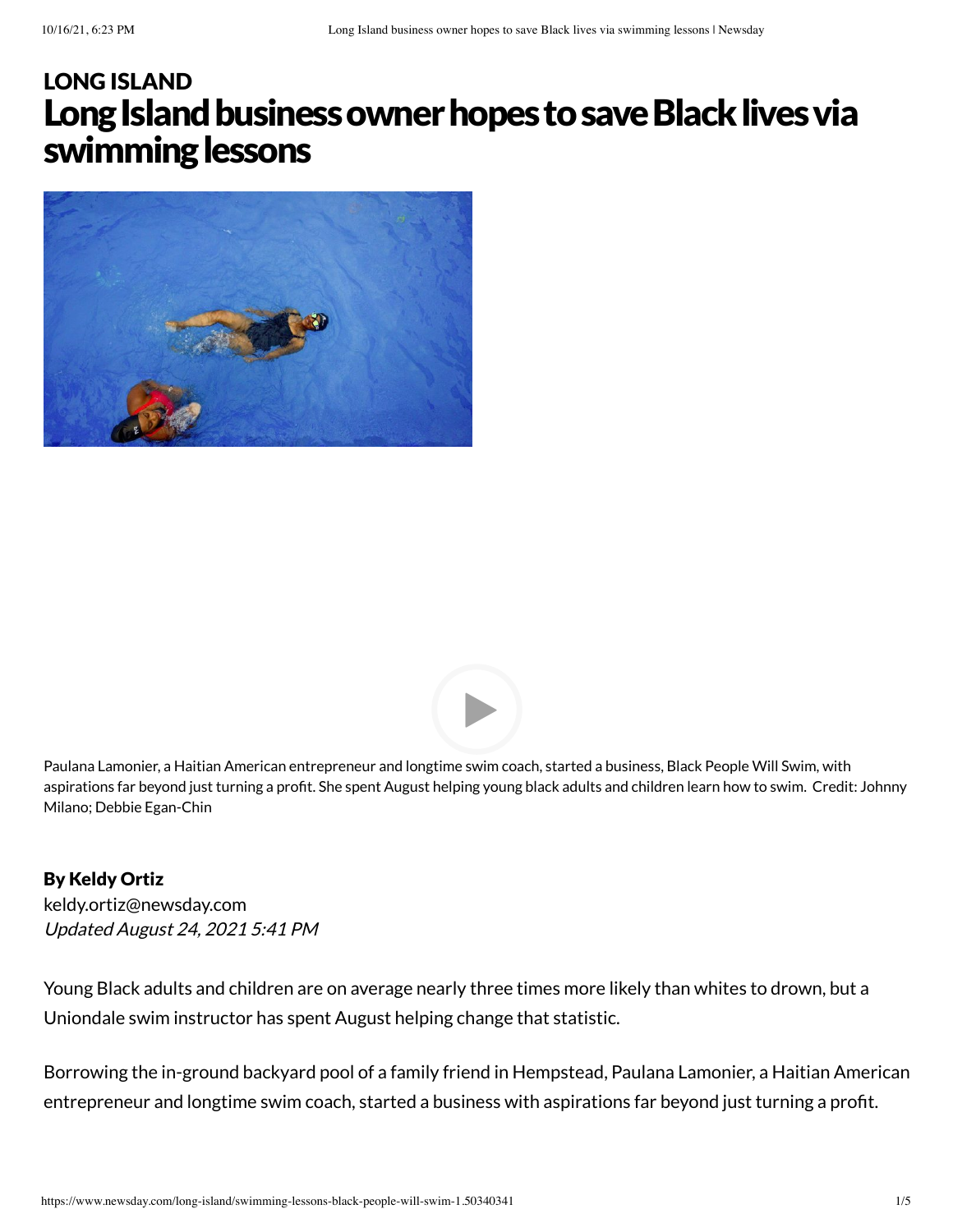LONG ISLAND

# Long Island business owner hopes to save Black lives via swimming lessons

Paulana Lamonier, a Haitian American entrepreneur and longtime swim coach, started a business, Black People Will Swim, with aspirations far beyond just turning a profit. She spent August helping young black adults and children learn how to swim. Credit: Johnny Milano; Debbie Egan-Chin

**By Keldy Ortiz**
keldy.ortiz@newsday.com
*Updated August 24, 2021 5:41 PM*

Young Black adults and children are on average nearly three times more likely than whites to drown, but a Uniondale swim instructor has spent August helping change that statistic.

Borrowing the in-ground backyard pool of a family friend in Hempstead, Paulana Lamonier, a Haitian American entrepreneur and longtime swim coach, started a business with aspirations far beyond just turning a profit.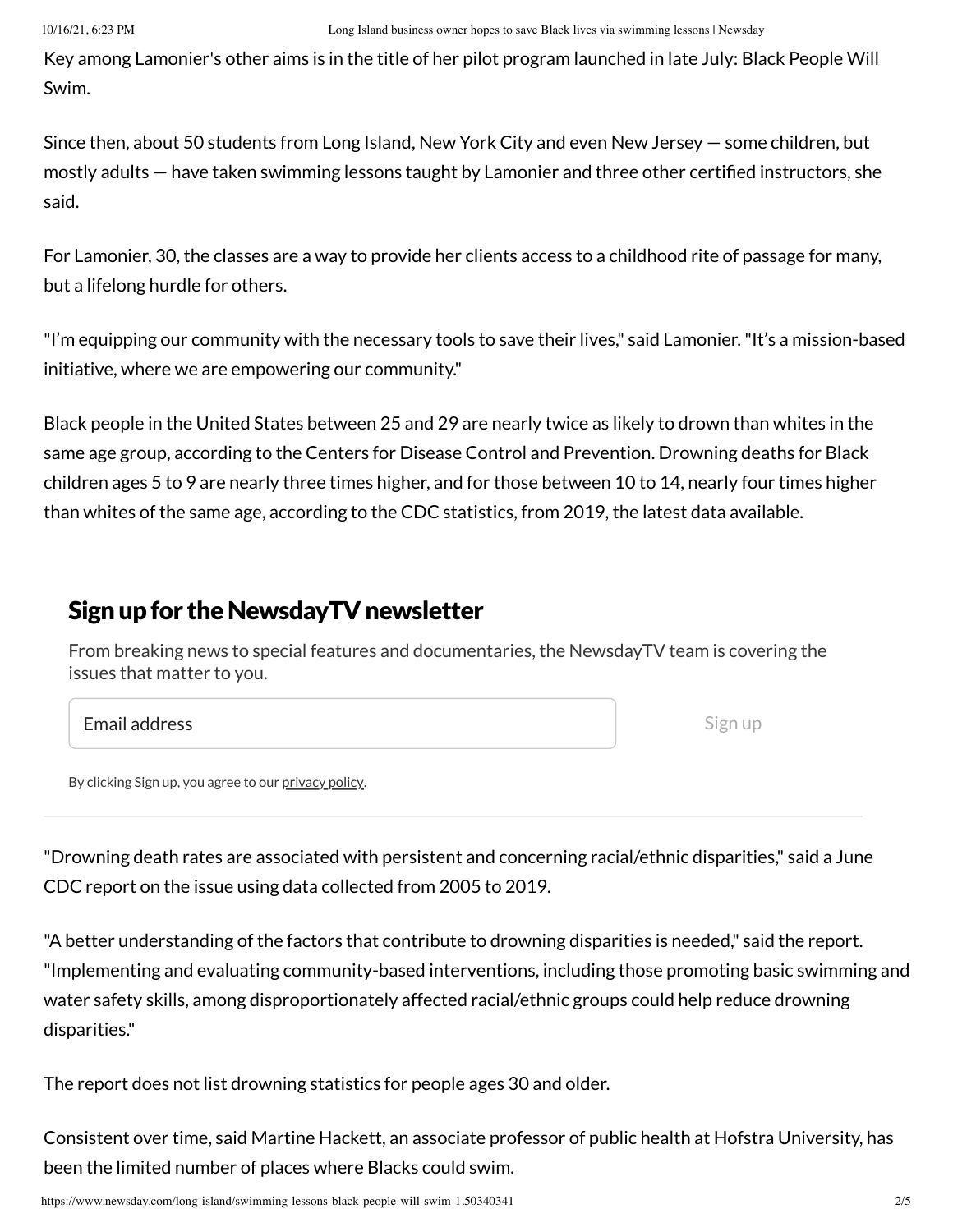Key among Lamonier's other aims is in the title of her pilot program launched in late July: Black People Will Swim.

Since then, about 50 students from Long Island, New York City and even New Jersey — some children, but mostly adults — have taken swimming lessons taught by Lamonier and three other certified instructors, she said.

For Lamonier, 30, the classes are a way to provide her clients access to a childhood rite of passage for many, but a lifelong hurdle for others.

"I'm equipping our community with the necessary tools to save their lives," said Lamonier. "It's a mission-based initiative, where we are empowering our community."

Black people in the United States between 25 and 29 are nearly twice as likely to drown than whites in the same age group, according to the Centers for Disease Control and Prevention. Drowning deaths for Black children ages 5 to 9 are nearly three times higher, and for those between 10 to 14, nearly four times higher than whites of the same age, according to the CDC statistics, from 2019, the latest data available.

## Sign up for the NewsdayTV newsletter

From breaking news to special features and documentaries, the NewsdayTV team is covering the issues that matter to you.

Email address

Sign up

By clicking Sign up, you agree to our privacy policy.

"Drowning death rates are associated with persistent and concerning racial/ethnic disparities," said a June CDC report on the issue using data collected from 2005 to 2019.

"A better understanding of the factors that contribute to drowning disparities is needed," said the report. "Implementing and evaluating community-based interventions, including those promoting basic swimming and water safety skills, among disproportionately affected racial/ethnic groups could help reduce drowning disparities."

The report does not list drowning statistics for people ages 30 and older.

Consistent over time, said Martine Hackett, an associate professor of public health at Hofstra University, has been the limited number of places where Blacks could swim.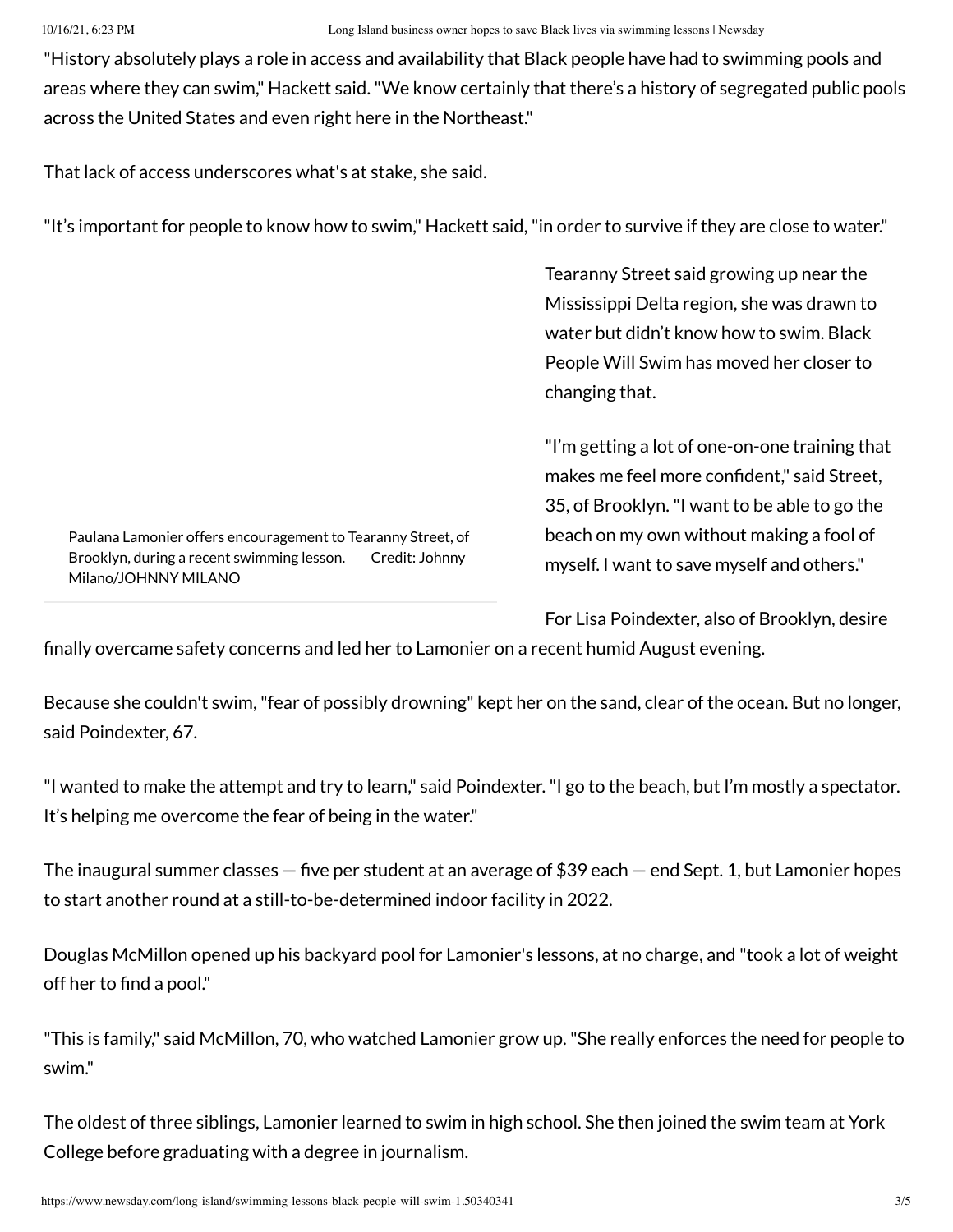"History absolutely plays a role in access and availability that Black people have had to swimming pools and areas where they can swim," Hackett said. "We know certainly that there's a history of segregated public pools across the United States and even right here in the Northeast."

That lack of access underscores what's at stake, she said.

"It's important for people to know how to swim," Hackett said, "in order to survive if they are close to water."

Paulana Lamonier offers encouragement to Tearanny Street, of Brooklyn, during a recent swimming lesson. Credit: Johnny Milano/JOHNNY MILANO

Tearanny Street said growing up near the Mississippi Delta region, she was drawn to water but didn't know how to swim. Black People Will Swim has moved her closer to changing that.

"I'm getting a lot of one-on-one training that makes me feel more confident," said Street, 35, of Brooklyn. "I want to be able to go the beach on my own without making a fool of myself. I want to save myself and others."

For Lisa Poindexter, also of Brooklyn, desire finally overcame safety concerns and led her to Lamonier on a recent humid August evening.

Because she couldn't swim, "fear of possibly drowning" kept her on the sand, clear of the ocean. But no longer, said Poindexter, 67.

"I wanted to make the attempt and try to learn," said Poindexter. "I go to the beach, but I'm mostly a spectator. It's helping me overcome the fear of being in the water."

The inaugural summer classes — five per student at an average of $39 each — end Sept. 1, but Lamonier hopes to start another round at a still-to-be-determined indoor facility in 2022.

Douglas McMillon opened up his backyard pool for Lamonier's lessons, at no charge, and "took a lot of weight off her to find a pool."

"This is family," said McMillon, 70, who watched Lamonier grow up. "She really enforces the need for people to swim."

The oldest of three siblings, Lamonier learned to swim in high school. She then joined the swim team at York College before graduating with a degree in journalism.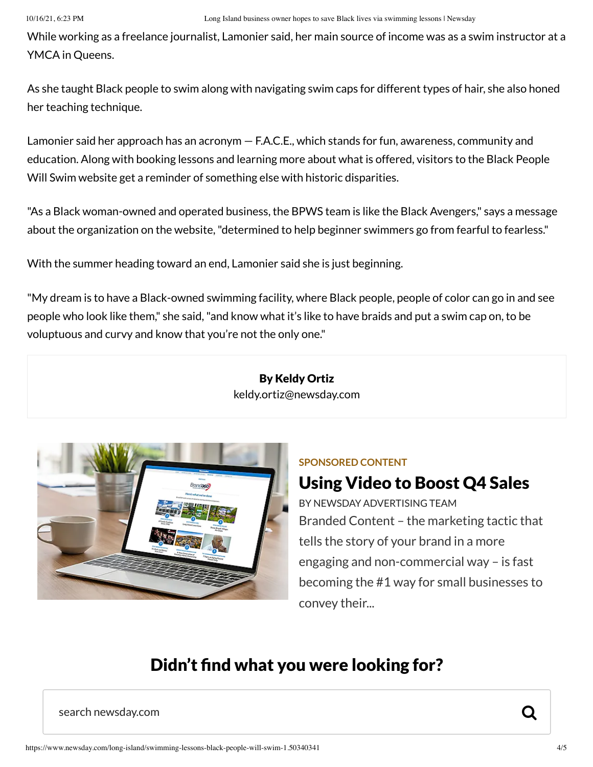While working as a freelance journalist, Lamonier said, her main source of income was as a swim instructor at a YMCA in Queens.

As she taught Black people to swim along with navigating swim caps for different types of hair, she also honed her teaching technique.

Lamonier said her approach has an acronym — F.A.C.E., which stands for fun, awareness, community and education. Along with booking lessons and learning more about what is offered, visitors to the Black People Will Swim website get a reminder of something else with historic disparities.

"As a Black woman-owned and operated business, the BPWS team is like the Black Avengers," says a message about the organization on the website, "determined to help beginner swimmers go from fearful to fearless."

With the summer heading toward an end, Lamonier said she is just beginning.

"My dream is to have a Black-owned swimming facility, where Black people, people of color can go in and see people who look like them," she said, "and know what it's like to have braids and put a swim cap on, to be voluptuous and curvy and know that you're not the only one."

**By Keldy Ortiz**
keldy.ortiz@newsday.com

SPONSORED CONTENT

## Using Video to Boost Q4 Sales

BY NEWSDAY ADVERTISING TEAM

Branded Content – the marketing tactic that tells the story of your brand in a more engaging and non-commercial way – is fast becoming the #1 way for small businesses to convey their...

## Didn't find what you were looking for?

search newsday.com